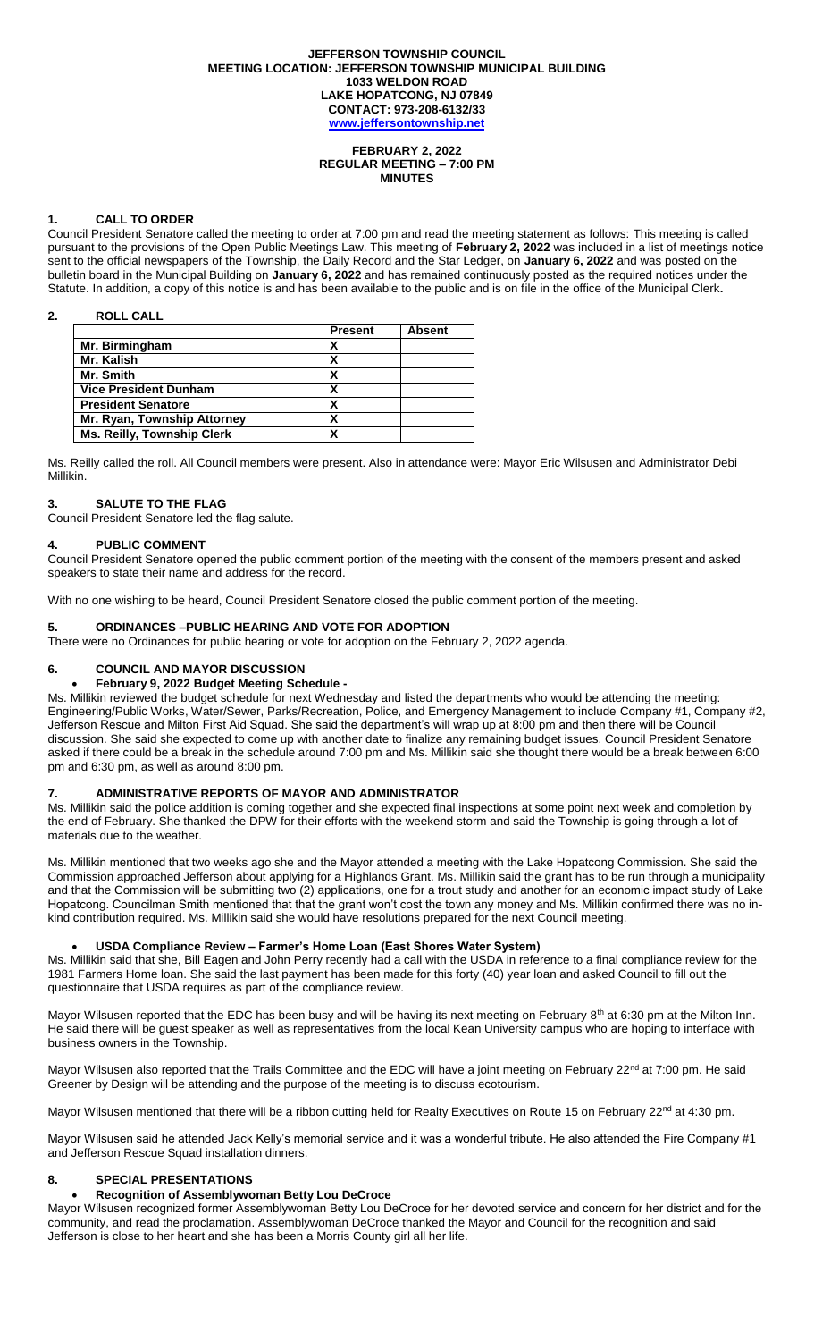**JEFFERSON TOWNSHIP COUNCIL**
**MEETING LOCATION: JEFFERSON TOWNSHIP MUNICIPAL BUILDING**
**1033 WELDON ROAD**
**LAKE HOPATCONG, NJ 07849**
**CONTACT: 973-208-6132/33**
**www.jeffersontownship.net**

**FEBRUARY 2, 2022**
**REGULAR MEETING – 7:00 PM**
**MINUTES**

## 1. CALL TO ORDER

Council President Senatore called the meeting to order at 7:00 pm and read the meeting statement as follows: This meeting is called pursuant to the provisions of the Open Public Meetings Law. This meeting of **February 2, 2022** was included in a list of meetings notice sent to the official newspapers of the Township, the Daily Record and the Star Ledger, on **January 6, 2022** and was posted on the bulletin board in the Municipal Building on **January 6, 2022** and has remained continuously posted as the required notices under the Statute. In addition, a copy of this notice is and has been available to the public and is on file in the office of the Municipal Clerk**.**

## 2. ROLL CALL

| | Present | Absent |
|---|---|---|
| Mr. Birmingham | X | |
| Mr. Kalish | X | |
| Mr. Smith | X | |
| Vice President Dunham | X | |
| President Senatore | X | |
| Mr. Ryan, Township Attorney | X | |
| Ms. Reilly, Township Clerk | X | |

Ms. Reilly called the roll. All Council members were present. Also in attendance were: Mayor Eric Wilsusen and Administrator Debi Millikin.

## 3. SALUTE TO THE FLAG

Council President Senatore led the flag salute.

## 4. PUBLIC COMMENT

Council President Senatore opened the public comment portion of the meeting with the consent of the members present and asked speakers to state their name and address for the record.

With no one wishing to be heard, Council President Senatore closed the public comment portion of the meeting.

## 5. ORDINANCES –PUBLIC HEARING AND VOTE FOR ADOPTION

There were no Ordinances for public hearing or vote for adoption on the February 2, 2022 agenda.

## 6. COUNCIL AND MAYOR DISCUSSION

- **February 9, 2022 Budget Meeting Schedule -**

Ms. Millikin reviewed the budget schedule for next Wednesday and listed the departments who would be attending the meeting: Engineering/Public Works, Water/Sewer, Parks/Recreation, Police, and Emergency Management to include Company #1, Company #2, Jefferson Rescue and Milton First Aid Squad. She said the department's will wrap up at 8:00 pm and then there will be Council discussion. She said she expected to come up with another date to finalize any remaining budget issues. Council President Senatore asked if there could be a break in the schedule around 7:00 pm and Ms. Millikin said she thought there would be a break between 6:00 pm and 6:30 pm, as well as around 8:00 pm.

## 7. ADMINISTRATIVE REPORTS OF MAYOR AND ADMINISTRATOR

Ms. Millikin said the police addition is coming together and she expected final inspections at some point next week and completion by the end of February. She thanked the DPW for their efforts with the weekend storm and said the Township is going through a lot of materials due to the weather.

Ms. Millikin mentioned that two weeks ago she and the Mayor attended a meeting with the Lake Hopatcong Commission. She said the Commission approached Jefferson about applying for a Highlands Grant. Ms. Millikin said the grant has to be run through a municipality and that the Commission will be submitting two (2) applications, one for a trout study and another for an economic impact study of Lake Hopatcong. Councilman Smith mentioned that the grant won't cost the town any money and Ms. Millikin confirmed there was no in-kind contribution required. Ms. Millikin said she would have resolutions prepared for the next Council meeting.

- **USDA Compliance Review – Farmer's Home Loan (East Shores Water System)**

Ms. Millikin said that she, Bill Eagen and John Perry recently had a call with the USDA in reference to a final compliance review for the 1981 Farmers Home loan. She said the last payment has been made for this forty (40) year loan and asked Council to fill out the questionnaire that USDA requires as part of the compliance review.

Mayor Wilsusen reported that the EDC has been busy and will be having its next meeting on February 8th at 6:30 pm at the Milton Inn. He said there will be guest speaker as well as representatives from the local Kean University campus who are hoping to interface with business owners in the Township.

Mayor Wilsusen also reported that the Trails Committee and the EDC will have a joint meeting on February 22nd at 7:00 pm. He said Greener by Design will be attending and the purpose of the meeting is to discuss ecotourism.

Mayor Wilsusen mentioned that there will be a ribbon cutting held for Realty Executives on Route 15 on February 22nd at 4:30 pm.

Mayor Wilsusen said he attended Jack Kelly's memorial service and it was a wonderful tribute. He also attended the Fire Company #1 and Jefferson Rescue Squad installation dinners.

## 8. SPECIAL PRESENTATIONS

- **Recognition of Assemblywoman Betty Lou DeCroce**

Mayor Wilsusen recognized former Assemblywoman Betty Lou DeCroce for her devoted service and concern for her district and for the community, and read the proclamation. Assemblywoman DeCroce thanked the Mayor and Council for the recognition and said Jefferson is close to her heart and she has been a Morris County girl all her life.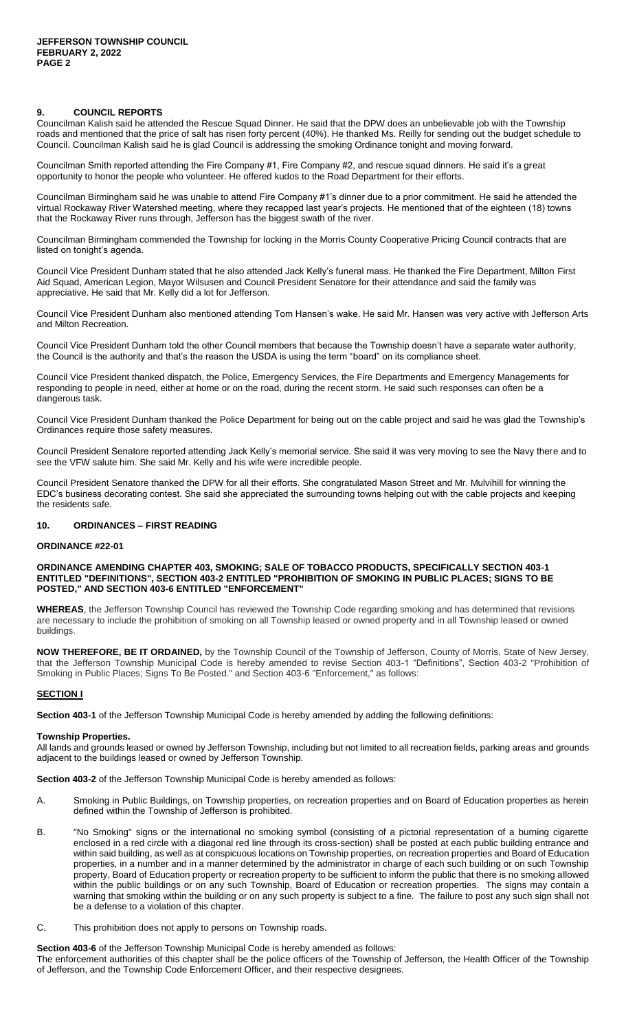## 9. COUNCIL REPORTS

Councilman Kalish said he attended the Rescue Squad Dinner. He said that the DPW does an unbelievable job with the Township roads and mentioned that the price of salt has risen forty percent (40%). He thanked Ms. Reilly for sending out the budget schedule to Council. Councilman Kalish said he is glad Council is addressing the smoking Ordinance tonight and moving forward.

Councilman Smith reported attending the Fire Company #1, Fire Company #2, and rescue squad dinners. He said it's a great opportunity to honor the people who volunteer. He offered kudos to the Road Department for their efforts.

Councilman Birmingham said he was unable to attend Fire Company #1's dinner due to a prior commitment. He said he attended the virtual Rockaway River Watershed meeting, where they recapped last year's projects. He mentioned that of the eighteen (18) towns that the Rockaway River runs through, Jefferson has the biggest swath of the river.

Councilman Birmingham commended the Township for locking in the Morris County Cooperative Pricing Council contracts that are listed on tonight's agenda.

Council Vice President Dunham stated that he also attended Jack Kelly's funeral mass. He thanked the Fire Department, Milton First Aid Squad, American Legion, Mayor Wilsusen and Council President Senatore for their attendance and said the family was appreciative. He said that Mr. Kelly did a lot for Jefferson.

Council Vice President Dunham also mentioned attending Tom Hansen's wake. He said Mr. Hansen was very active with Jefferson Arts and Milton Recreation.

Council Vice President Dunham told the other Council members that because the Township doesn't have a separate water authority, the Council is the authority and that's the reason the USDA is using the term "board" on its compliance sheet.

Council Vice President thanked dispatch, the Police, Emergency Services, the Fire Departments and Emergency Managements for responding to people in need, either at home or on the road, during the recent storm. He said such responses can often be a dangerous task.

Council Vice President Dunham thanked the Police Department for being out on the cable project and said he was glad the Township's Ordinances require those safety measures.

Council President Senatore reported attending Jack Kelly's memorial service. She said it was very moving to see the Navy there and to see the VFW salute him. She said Mr. Kelly and his wife were incredible people.

Council President Senatore thanked the DPW for all their efforts. She congratulated Mason Street and Mr. Mulvihill for winning the EDC's business decorating contest. She said she appreciated the surrounding towns helping out with the cable projects and keeping the residents safe.

## 10. ORDINANCES – FIRST READING

### ORDINANCE #22-01

**ORDINANCE AMENDING CHAPTER 403, SMOKING; SALE OF TOBACCO PRODUCTS, SPECIFICALLY SECTION 403-1 ENTITLED "DEFINITIONS", SECTION 403-2 ENTITLED "PROHIBITION OF SMOKING IN PUBLIC PLACES; SIGNS TO BE POSTED," AND SECTION 403-6 ENTITLED "ENFORCEMENT"**

**WHEREAS**, the Jefferson Township Council has reviewed the Township Code regarding smoking and has determined that revisions are necessary to include the prohibition of smoking on all Township leased or owned property and in all Township leased or owned buildings.

**NOW THEREFORE, BE IT ORDAINED,** by the Township Council of the Township of Jefferson, County of Morris, State of New Jersey, that the Jefferson Township Municipal Code is hereby amended to revise Section 403-1 "Definitions", Section 403-2 "Prohibition of Smoking in Public Places; Signs To Be Posted." and Section 403-6 "Enforcement," as follows:

**SECTION I**

**Section 403-1** of the Jefferson Township Municipal Code is hereby amended by adding the following definitions:

**Township Properties.**
All lands and grounds leased or owned by Jefferson Township, including but not limited to all recreation fields, parking areas and grounds adjacent to the buildings leased or owned by Jefferson Township.

**Section 403-2** of the Jefferson Township Municipal Code is hereby amended as follows:

A. Smoking in Public Buildings, on Township properties, on recreation properties and on Board of Education properties as herein defined within the Township of Jefferson is prohibited.

B. "No Smoking" signs or the international no smoking symbol (consisting of a pictorial representation of a burning cigarette enclosed in a red circle with a diagonal red line through its cross-section) shall be posted at each public building entrance and within said building, as well as at conspicuous locations on Township properties, on recreation properties and Board of Education properties, in a number and in a manner determined by the administrator in charge of each such building or on such Township property, Board of Education property or recreation property to be sufficient to inform the public that there is no smoking allowed within the public buildings or on any such Township, Board of Education or recreation properties. The signs may contain a warning that smoking within the building or on any such property is subject to a fine. The failure to post any such sign shall not be a defense to a violation of this chapter.

C. This prohibition does not apply to persons on Township roads.

**Section 403-6** of the Jefferson Township Municipal Code is hereby amended as follows:
The enforcement authorities of this chapter shall be the police officers of the Township of Jefferson, the Health Officer of the Township of Jefferson, and the Township Code Enforcement Officer, and their respective designees.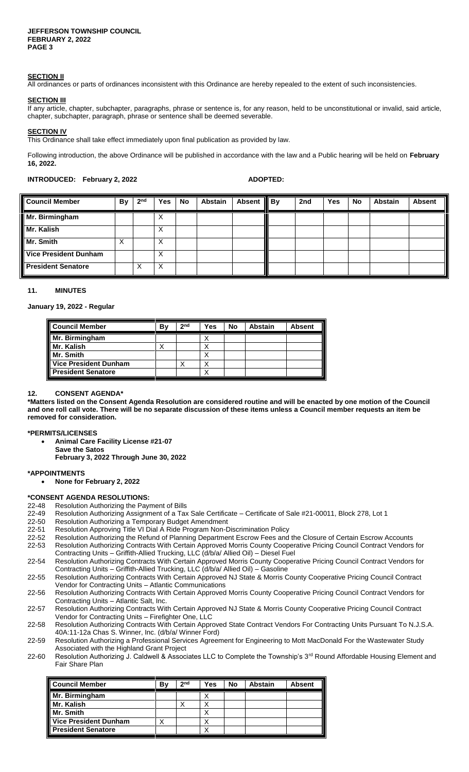### SECTION II

All ordinances or parts of ordinances inconsistent with this Ordinance are hereby repealed to the extent of such inconsistencies.

### SECTION III

If any article, chapter, subchapter, paragraphs, phrase or sentence is, for any reason, held to be unconstitutional or invalid, said article, chapter, subchapter, paragraph, phrase or sentence shall be deemed severable.

### SECTION IV

This Ordinance shall take effect immediately upon final publication as provided by law.

Following introduction, the above Ordinance will be published in accordance with the law and a Public hearing will be held on **February 16, 2022.**

**INTRODUCED: February 2, 2022** **ADOPTED:**

| Council Member | By | 2nd | Yes | No | Abstain | Absent | By | 2nd | Yes | No | Abstain | Absent |
|---|---|---|---|---|---|---|---|---|---|---|---|---|
| Mr. Birmingham | | | X | | | | | | | | | |
| Mr. Kalish | | | X | | | | | | | | | |
| Mr. Smith | X | | X | | | | | | | | | |
| Vice President Dunham | | | X | | | | | | | | | |
| President Senatore | | X | X | | | | | | | | | |

## 11. MINUTES

**January 19, 2022 - Regular**

| Council Member | By | 2nd | Yes | No | Abstain | Absent |
|---|---|---|---|---|---|---|
| Mr. Birmingham | | | X | | | |
| Mr. Kalish | X | | X | | | |
| Mr. Smith | | | X | | | |
| Vice President Dunham | | X | X | | | |
| President Senatore | | | X | | | |

## 12. CONSENT AGENDA*

**\*Matters listed on the Consent Agenda Resolution are considered routine and will be enacted by one motion of the Council and one roll call vote. There will be no separate discussion of these items unless a Council member requests an item be removed for consideration.**

**\*PERMITS/LICENSES**

- **Animal Care Facility License #21-07**
  **Save the Satos**
  **February 3, 2022 Through June 30, 2022**

**\*APPOINTMENTS**

- **None for February 2, 2022**

**\*CONSENT AGENDA RESOLUTIONS:**

22-48 Resolution Authorizing the Payment of Bills
22-49 Resolution Authorizing Assignment of a Tax Sale Certificate – Certificate of Sale #21-00011, Block 278, Lot 1
22-50 Resolution Authorizing a Temporary Budget Amendment
22-51 Resolution Approving Title VI Dial A Ride Program Non-Discrimination Policy
22-52 Resolution Authorizing the Refund of Planning Department Escrow Fees and the Closure of Certain Escrow Accounts
22-53 Resolution Authorizing Contracts With Certain Approved Morris County Cooperative Pricing Council Contract Vendors for Contracting Units – Griffith-Allied Trucking, LLC (d/b/a/ Allied Oil) – Diesel Fuel
22-54 Resolution Authorizing Contracts With Certain Approved Morris County Cooperative Pricing Council Contract Vendors for Contracting Units – Griffith-Allied Trucking, LLC (d/b/a/ Allied Oil) – Gasoline
22-55 Resolution Authorizing Contracts With Certain Approved NJ State & Morris County Cooperative Pricing Council Contract Vendor for Contracting Units – Atlantic Communications
22-56 Resolution Authorizing Contracts With Certain Approved Morris County Cooperative Pricing Council Contract Vendors for Contracting Units – Atlantic Salt, Inc.
22-57 Resolution Authorizing Contracts With Certain Approved NJ State & Morris County Cooperative Pricing Council Contract Vendor for Contracting Units – Firefighter One, LLC
22-58 Resolution Authorizing Contracts With Certain Approved State Contract Vendors For Contracting Units Pursuant To N.J.S.A. 40A:11-12a Chas S. Winner, Inc. (d/b/a/ Winner Ford)
22-59 Resolution Authorizing a Professional Services Agreement for Engineering to Mott MacDonald For the Wastewater Study Associated with the Highland Grant Project
22-60 Resolution Authorizing J. Caldwell & Associates LLC to Complete the Township's 3rd Round Affordable Housing Element and Fair Share Plan

| Council Member | By | 2nd | Yes | No | Abstain | Absent |
|---|---|---|---|---|---|---|
| Mr. Birmingham | | | X | | | |
| Mr. Kalish | | X | X | | | |
| Mr. Smith | | | X | | | |
| Vice President Dunham | X | | X | | | |
| President Senatore | | | X | | | |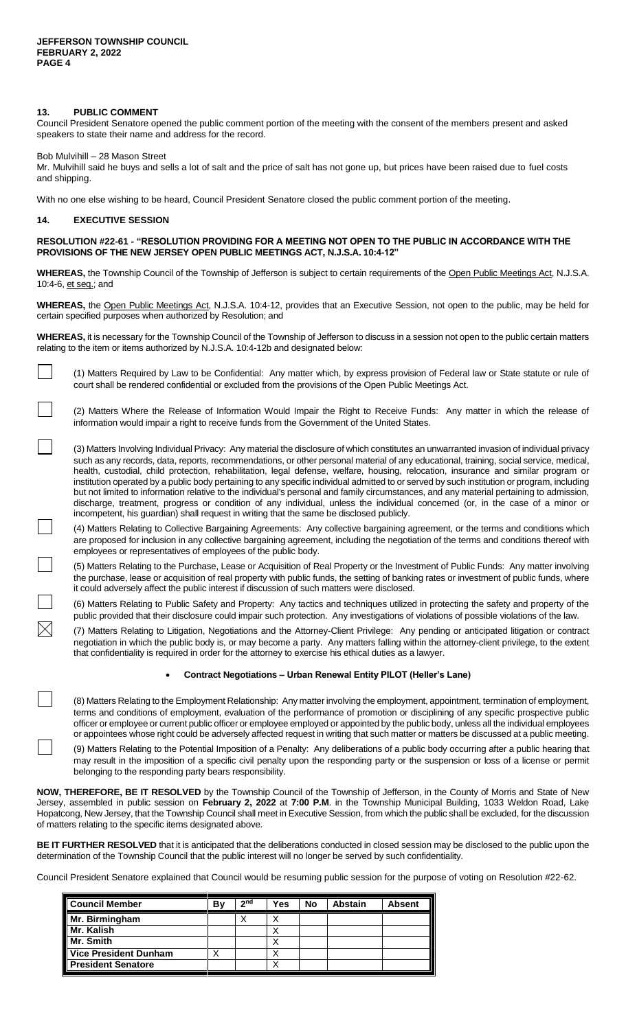## 13. PUBLIC COMMENT

Council President Senatore opened the public comment portion of the meeting with the consent of the members present and asked speakers to state their name and address for the record.

Bob Mulvihill – 28 Mason Street

Mr. Mulvihill said he buys and sells a lot of salt and the price of salt has not gone up, but prices have been raised due to fuel costs and shipping.

With no one else wishing to be heard, Council President Senatore closed the public comment portion of the meeting.

## 14. EXECUTIVE SESSION

**RESOLUTION #22-61 - "RESOLUTION PROVIDING FOR A MEETING NOT OPEN TO THE PUBLIC IN ACCORDANCE WITH THE PROVISIONS OF THE NEW JERSEY OPEN PUBLIC MEETINGS ACT, N.J.S.A. 10:4-12"**

**WHEREAS,** the Township Council of the Township of Jefferson is subject to certain requirements of the Open Public Meetings Act, N.J.S.A. 10:4-6, et seq.; and

**WHEREAS,** the Open Public Meetings Act, N.J.S.A. 10:4-12, provides that an Executive Session, not open to the public, may be held for certain specified purposes when authorized by Resolution; and

**WHEREAS,** it is necessary for the Township Council of the Township of Jefferson to discuss in a session not open to the public certain matters relating to the item or items authorized by N.J.S.A. 10:4-12b and designated below:

☐ (1) Matters Required by Law to be Confidential: Any matter which, by express provision of Federal law or State statute or rule of court shall be rendered confidential or excluded from the provisions of the Open Public Meetings Act.

☐ (2) Matters Where the Release of Information Would Impair the Right to Receive Funds: Any matter in which the release of information would impair a right to receive funds from the Government of the United States.

☐ (3) Matters Involving Individual Privacy: Any material the disclosure of which constitutes an unwarranted invasion of individual privacy such as any records, data, reports, recommendations, or other personal material of any educational, training, social service, medical, health, custodial, child protection, rehabilitation, legal defense, welfare, housing, relocation, insurance and similar program or institution operated by a public body pertaining to any specific individual admitted to or served by such institution or program, including but not limited to information relative to the individual's personal and family circumstances, and any material pertaining to admission, discharge, treatment, progress or condition of any individual, unless the individual concerned (or, in the case of a minor or incompetent, his guardian) shall request in writing that the same be disclosed publicly.

☐ (4) Matters Relating to Collective Bargaining Agreements: Any collective bargaining agreement, or the terms and conditions which are proposed for inclusion in any collective bargaining agreement, including the negotiation of the terms and conditions thereof with employees or representatives of employees of the public body.

☐ (5) Matters Relating to the Purchase, Lease or Acquisition of Real Property or the Investment of Public Funds: Any matter involving the purchase, lease or acquisition of real property with public funds, the setting of banking rates or investment of public funds, where it could adversely affect the public interest if discussion of such matters were disclosed.

☐ (6) Matters Relating to Public Safety and Property: Any tactics and techniques utilized in protecting the safety and property of the public provided that their disclosure could impair such protection. Any investigations of violations of possible violations of the law.

☒ (7) Matters Relating to Litigation, Negotiations and the Attorney-Client Privilege: Any pending or anticipated litigation or contract negotiation in which the public body is, or may become a party. Any matters falling within the attorney-client privilege, to the extent that confidentiality is required in order for the attorney to exercise his ethical duties as a lawyer.

- **Contract Negotiations – Urban Renewal Entity PILOT (Heller's Lane)**

☐ (8) Matters Relating to the Employment Relationship: Any matter involving the employment, appointment, termination of employment, terms and conditions of employment, evaluation of the performance of promotion or disciplining of any specific prospective public officer or employee or current public officer or employee employed or appointed by the public body, unless all the individual employees or appointees whose right could be adversely affected request in writing that such matter or matters be discussed at a public meeting.

☐ (9) Matters Relating to the Potential Imposition of a Penalty: Any deliberations of a public body occurring after a public hearing that may result in the imposition of a specific civil penalty upon the responding party or the suspension or loss of a license or permit belonging to the responding party bears responsibility.

**NOW, THEREFORE, BE IT RESOLVED** by the Township Council of the Township of Jefferson, in the County of Morris and State of New Jersey, assembled in public session on **February 2, 2022** at **7:00 P.M**. in the Township Municipal Building, 1033 Weldon Road, Lake Hopatcong, New Jersey, that the Township Council shall meet in Executive Session, from which the public shall be excluded, for the discussion of matters relating to the specific items designated above.

**BE IT FURTHER RESOLVED** that it is anticipated that the deliberations conducted in closed session may be disclosed to the public upon the determination of the Township Council that the public interest will no longer be served by such confidentiality.

Council President Senatore explained that Council would be resuming public session for the purpose of voting on Resolution #22-62.

| Council Member | By | 2nd | Yes | No | Abstain | Absent |
|---|---|---|---|---|---|---|
| Mr. Birmingham | | X | X | | | |
| Mr. Kalish | | | X | | | |
| Mr. Smith | | | X | | | |
| Vice President Dunham | X | | X | | | |
| President Senatore | | | X | | | |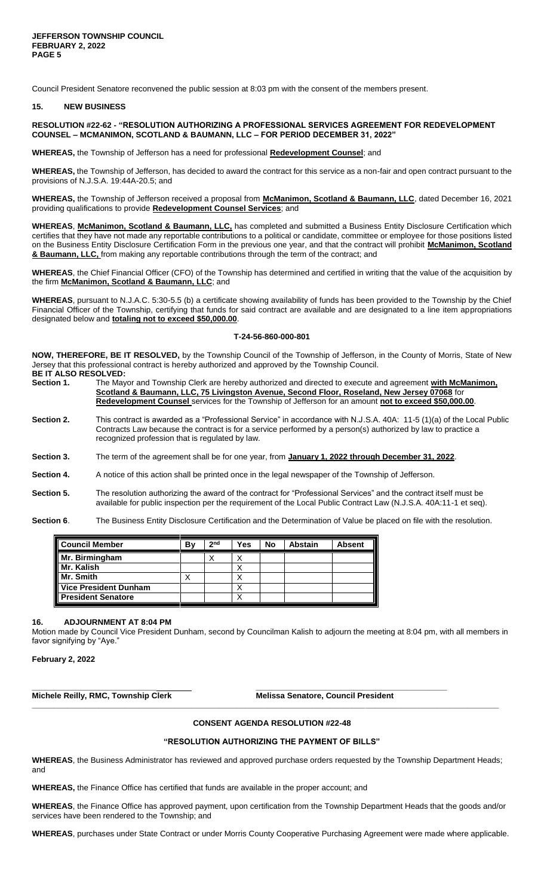Council President Senatore reconvened the public session at 8:03 pm with the consent of the members present.

## 15. NEW BUSINESS

**RESOLUTION #22-62 - "RESOLUTION AUTHORIZING A PROFESSIONAL SERVICES AGREEMENT FOR REDEVELOPMENT COUNSEL – MCMANIMON, SCOTLAND & BAUMANN, LLC – FOR PERIOD DECEMBER 31, 2022"**

**WHEREAS,** the Township of Jefferson has a need for professional **Redevelopment Counsel**; and

**WHEREAS,** the Township of Jefferson, has decided to award the contract for this service as a non-fair and open contract pursuant to the provisions of N.J.S.A. 19:44A-20.5; and

**WHEREAS,** the Township of Jefferson received a proposal from **McManimon, Scotland & Baumann, LLC**, dated December 16, 2021 providing qualifications to provide **Redevelopment Counsel Services**; and

**WHEREAS**, **McManimon, Scotland & Baumann, LLC,** has completed and submitted a Business Entity Disclosure Certification which certifies that they have not made any reportable contributions to a political or candidate, committee or employee for those positions listed on the Business Entity Disclosure Certification Form in the previous one year, and that the contract will prohibit **McManimon, Scotland & Baumann, LLC,** from making any reportable contributions through the term of the contract; and

**WHEREAS**, the Chief Financial Officer (CFO) of the Township has determined and certified in writing that the value of the acquisition by the firm **McManimon, Scotland & Baumann, LLC**; and

**WHEREAS**, pursuant to N.J.A.C. 5:30-5.5 (b) a certificate showing availability of funds has been provided to the Township by the Chief Financial Officer of the Township, certifying that funds for said contract are available and are designated to a line item appropriations designated below and **totaling not to exceed $50,000.00**.

**T-24-56-860-000-801**

**NOW, THEREFORE, BE IT RESOLVED,** by the Township Council of the Township of Jefferson, in the County of Morris, State of New Jersey that this professional contract is hereby authorized and approved by the Township Council.

**BE IT ALSO RESOLVED:**

**Section 1.** The Mayor and Township Clerk are hereby authorized and directed to execute and agreement **with McManimon, Scotland & Baumann, LLC, 75 Livingston Avenue, Second Floor, Roseland, New Jersey 07068** for **Redevelopment Counsel** services for the Township of Jefferson for an amount **not to exceed $50,000.00**.

**Section 2.** This contract is awarded as a "Professional Service" in accordance with N.J.S.A. 40A: 11-5 (1)(a) of the Local Public Contracts Law because the contract is for a service performed by a person(s) authorized by law to practice a recognized profession that is regulated by law.

**Section 3.** The term of the agreement shall be for one year, from **January 1, 2022 through December 31, 2022**.

**Section 4.** A notice of this action shall be printed once in the legal newspaper of the Township of Jefferson.

**Section 5.** The resolution authorizing the award of the contract for "Professional Services" and the contract itself must be available for public inspection per the requirement of the Local Public Contract Law (N.J.S.A. 40A:11-1 et seq).

**Section 6**. The Business Entity Disclosure Certification and the Determination of Value be placed on file with the resolution.

| Council Member | By | 2nd | Yes | No | Abstain | Absent |
|---|---|---|---|---|---|---|
| Mr. Birmingham | | X | X | | | |
| Mr. Kalish | | | X | | | |
| Mr. Smith | X | | X | | | |
| Vice President Dunham | | | X | | | |
| President Senatore | | | X | | | |

## 16. ADJOURNMENT AT 8:04 PM

Motion made by Council Vice President Dunham, second by Councilman Kalish to adjourn the meeting at 8:04 pm, with all members in favor signifying by "Aye."

**February 2, 2022**

\_\_\_\_\_\_\_\_\_\_\_\_\_\_\_\_\_\_\_\_\_\_\_\_\_\_\_\_\_\_ \_\_\_\_\_\_\_\_\_\_\_\_\_\_\_\_\_\_\_\_\_\_\_\_\_\_\_\_\_\_\_\_\_\_\_\_

**Michele Reilly, RMC, Township Clerk** **Melissa Senatore, Council President**

---

**CONSENT AGENDA RESOLUTION #22-48**

**"RESOLUTION AUTHORIZING THE PAYMENT OF BILLS"**

**WHEREAS**, the Business Administrator has reviewed and approved purchase orders requested by the Township Department Heads; and

**WHEREAS,** the Finance Office has certified that funds are available in the proper account; and

**WHEREAS**, the Finance Office has approved payment, upon certification from the Township Department Heads that the goods and/or services have been rendered to the Township; and

**WHEREAS**, purchases under State Contract or under Morris County Cooperative Purchasing Agreement were made where applicable.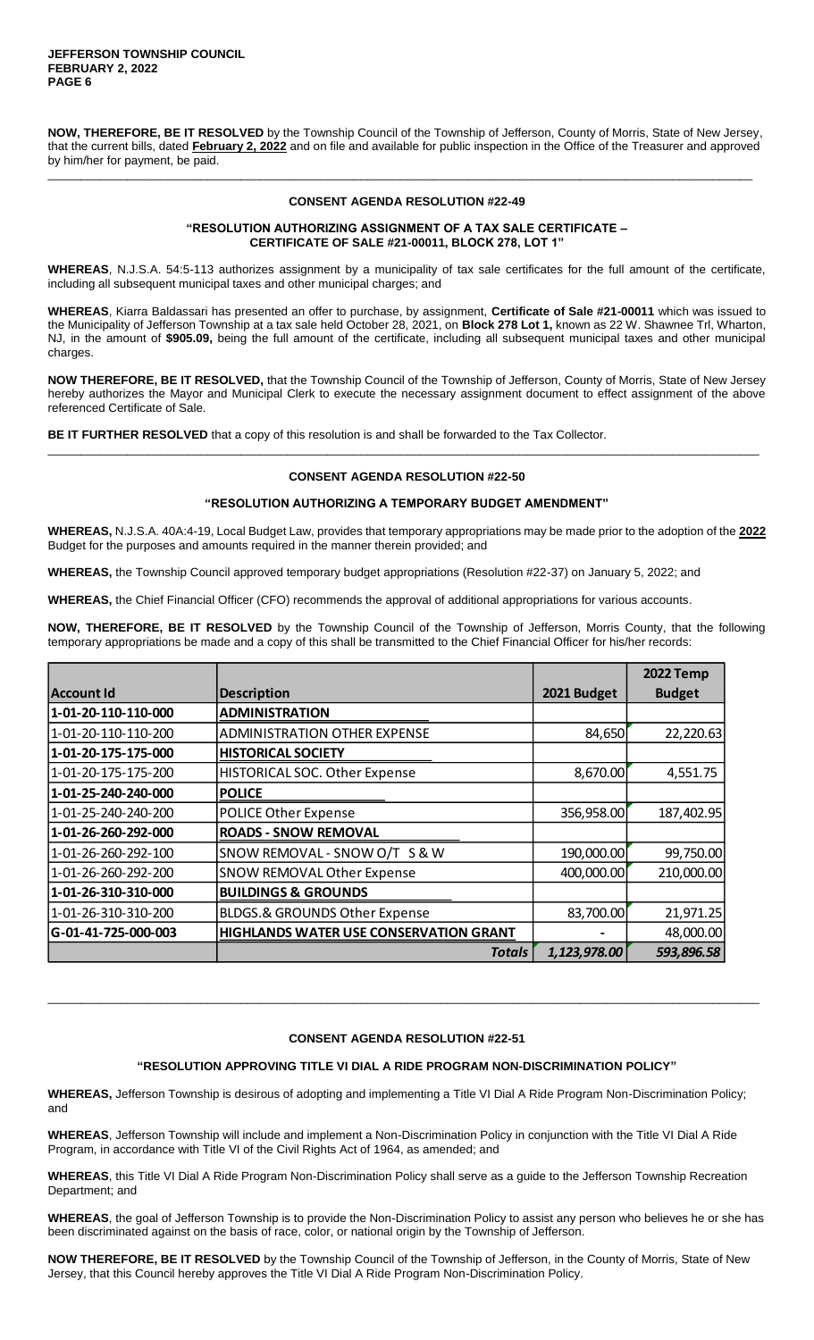**NOW, THEREFORE, BE IT RESOLVED** by the Township Council of the Township of Jefferson, County of Morris, State of New Jersey, that the current bills, dated **February 2, 2022** and on file and available for public inspection in the Office of the Treasurer and approved by him/her for payment, be paid.

---

**CONSENT AGENDA RESOLUTION #22-49**

**"RESOLUTION AUTHORIZING ASSIGNMENT OF A TAX SALE CERTIFICATE – CERTIFICATE OF SALE #21-00011, BLOCK 278, LOT 1"**

**WHEREAS**, N.J.S.A. 54:5-113 authorizes assignment by a municipality of tax sale certificates for the full amount of the certificate, including all subsequent municipal taxes and other municipal charges; and

**WHEREAS**, Kiarra Baldassari has presented an offer to purchase, by assignment, **Certificate of Sale #21-00011** which was issued to the Municipality of Jefferson Township at a tax sale held October 28, 2021, on **Block 278 Lot 1,** known as 22 W. Shawnee Trl, Wharton, NJ, in the amount of **$905.09,** being the full amount of the certificate, including all subsequent municipal taxes and other municipal charges.

**NOW THEREFORE, BE IT RESOLVED,** that the Township Council of the Township of Jefferson, County of Morris, State of New Jersey hereby authorizes the Mayor and Municipal Clerk to execute the necessary assignment document to effect assignment of the above referenced Certificate of Sale.

**BE IT FURTHER RESOLVED** that a copy of this resolution is and shall be forwarded to the Tax Collector.

---

**CONSENT AGENDA RESOLUTION #22-50**

**"RESOLUTION AUTHORIZING A TEMPORARY BUDGET AMENDMENT"**

**WHEREAS,** N.J.S.A. 40A:4-19, Local Budget Law, provides that temporary appropriations may be made prior to the adoption of the **2022** Budget for the purposes and amounts required in the manner therein provided; and

**WHEREAS,** the Township Council approved temporary budget appropriations (Resolution #22-37) on January 5, 2022; and

**WHEREAS,** the Chief Financial Officer (CFO) recommends the approval of additional appropriations for various accounts.

**NOW, THEREFORE, BE IT RESOLVED** by the Township Council of the Township of Jefferson, Morris County, that the following temporary appropriations be made and a copy of this shall be transmitted to the Chief Financial Officer for his/her records:

| Account Id | Description | 2021 Budget | 2022 Temp Budget |
|---|---|---|---|
| **1-01-20-110-110-000** | **ADMINISTRATION** | | |
| 1-01-20-110-110-200 | ADMINISTRATION OTHER EXPENSE | 84,650 | 22,220.63 |
| **1-01-20-175-175-000** | **HISTORICAL SOCIETY** | | |
| 1-01-20-175-175-200 | HISTORICAL SOC. Other Expense | 8,670.00 | 4,551.75 |
| **1-01-25-240-240-000** | **POLICE** | | |
| 1-01-25-240-240-200 | POLICE Other Expense | 356,958.00 | 187,402.95 |
| **1-01-26-260-292-000** | **ROADS - SNOW REMOVAL** | | |
| 1-01-26-260-292-100 | SNOW REMOVAL - SNOW O/T S & W | 190,000.00 | 99,750.00 |
| 1-01-26-260-292-200 | SNOW REMOVAL Other Expense | 400,000.00 | 210,000.00 |
| **1-01-26-310-310-000** | **BUILDINGS & GROUNDS** | | |
| 1-01-26-310-310-200 | BLDGS.& GROUNDS Other Expense | 83,700.00 | 21,971.25 |
| **G-01-41-725-000-003** | **HIGHLANDS WATER USE CONSERVATION GRANT** | - | 48,000.00 |
| | *Totals* | *1,123,978.00* | *593,896.58* |

---

**CONSENT AGENDA RESOLUTION #22-51**

**"RESOLUTION APPROVING TITLE VI DIAL A RIDE PROGRAM NON-DISCRIMINATION POLICY"**

**WHEREAS,** Jefferson Township is desirous of adopting and implementing a Title VI Dial A Ride Program Non-Discrimination Policy; and

**WHEREAS**, Jefferson Township will include and implement a Non-Discrimination Policy in conjunction with the Title VI Dial A Ride Program, in accordance with Title VI of the Civil Rights Act of 1964, as amended; and

**WHEREAS**, this Title VI Dial A Ride Program Non-Discrimination Policy shall serve as a guide to the Jefferson Township Recreation Department; and

**WHEREAS**, the goal of Jefferson Township is to provide the Non-Discrimination Policy to assist any person who believes he or she has been discriminated against on the basis of race, color, or national origin by the Township of Jefferson.

**NOW THEREFORE BE IT RESOLVED** by the Township Council of the Township of Jefferson, in the County of Morris, State of New Jersey, that this Council hereby approves the Title VI Dial A Ride Program Non-Discrimination Policy.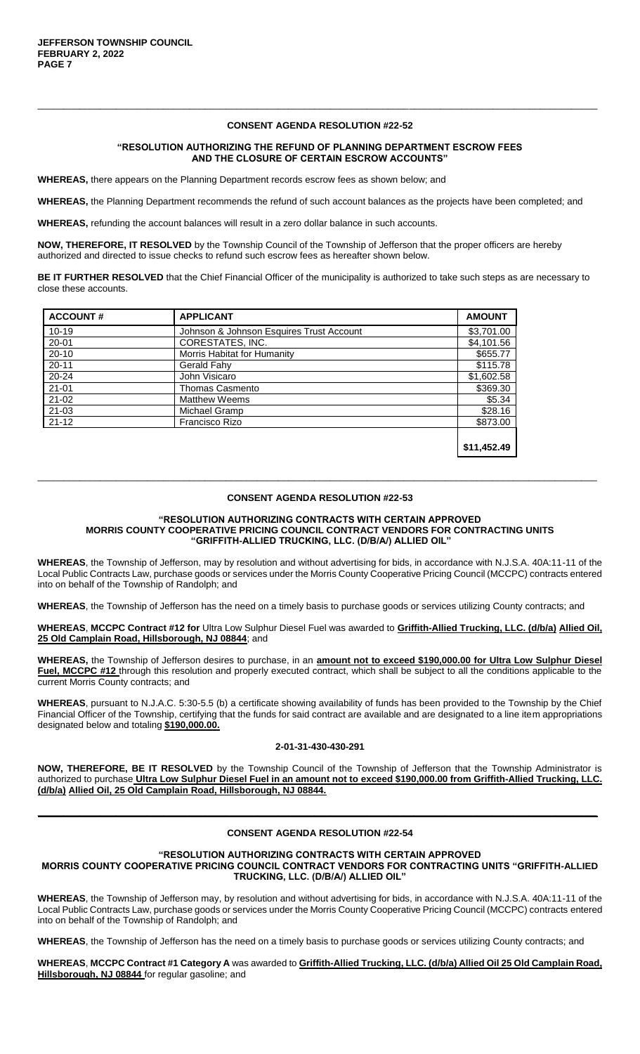---

### CONSENT AGENDA RESOLUTION #22-52

#### "RESOLUTION AUTHORIZING THE REFUND OF PLANNING DEPARTMENT ESCROW FEES AND THE CLOSURE OF CERTAIN ESCROW ACCOUNTS"

**WHEREAS,** there appears on the Planning Department records escrow fees as shown below; and

**WHEREAS,** the Planning Department recommends the refund of such account balances as the projects have been completed; and

**WHEREAS,** refunding the account balances will result in a zero dollar balance in such accounts.

**NOW, THEREFORE, IT RESOLVED** by the Township Council of the Township of Jefferson that the proper officers are hereby authorized and directed to issue checks to refund such escrow fees as hereafter shown below.

**BE IT FURTHER RESOLVED** that the Chief Financial Officer of the municipality is authorized to take such steps as are necessary to close these accounts.

| ACCOUNT # | APPLICANT | AMOUNT |
|---|---|---|
| 10-19 | Johnson & Johnson Esquires Trust Account | $3,701.00 |
| 20-01 | CORESTATES, INC. | $4,101.56 |
| 20-10 | Morris Habitat for Humanity | $655.77 |
| 20-11 | Gerald Fahy | $115.78 |
| 20-24 | John Visicaro | $1,602.58 |
| 21-01 | Thomas Casmento | $369.30 |
| 21-02 | Matthew Weems | $5.34 |
| 21-03 | Michael Gramp | $28.16 |
| 21-12 | Francisco Rizo | $873.00 |
| | | **$11,452.49** |

---

### CONSENT AGENDA RESOLUTION #22-53

#### "RESOLUTION AUTHORIZING CONTRACTS WITH CERTAIN APPROVED MORRIS COUNTY COOPERATIVE PRICING COUNCIL CONTRACT VENDORS FOR CONTRACTING UNITS "GRIFFITH-ALLIED TRUCKING, LLC. (D/B/A/) ALLIED OIL"

**WHEREAS**, the Township of Jefferson, may by resolution and without advertising for bids, in accordance with N.J.S.A. 40A:11-11 of the Local Public Contracts Law, purchase goods or services under the Morris County Cooperative Pricing Council (MCCPC) contracts entered into on behalf of the Township of Randolph; and

**WHEREAS**, the Township of Jefferson has the need on a timely basis to purchase goods or services utilizing County contracts; and

**WHEREAS**, **MCCPC Contract #12 for** Ultra Low Sulphur Diesel Fuel was awarded to **Griffith-Allied Trucking, LLC. (d/b/a) Allied Oil, 25 Old Camplain Road, Hillsborough, NJ 08844**; and

**WHEREAS,** the Township of Jefferson desires to purchase, in an **amount not to exceed $190,000.00 for Ultra Low Sulphur Diesel Fuel, MCCPC #12** through this resolution and properly executed contract, which shall be subject to all the conditions applicable to the current Morris County contracts; and

**WHEREAS**, pursuant to N.J.A.C. 5:30-5.5 (b) a certificate showing availability of funds has been provided to the Township by the Chief Financial Officer of the Township, certifying that the funds for said contract are available and are designated to a line item appropriations designated below and totaling **$190,000.00.**

**2-01-31-430-430-291**

**NOW, THEREFORE, BE IT RESOLVED** by the Township Council of the Township of Jefferson that the Township Administrator is authorized to purchase **Ultra Low Sulphur Diesel Fuel in an amount not to exceed $190,000.00 from Griffith-Allied Trucking, LLC. (d/b/a) Allied Oil, 25 Old Camplain Road, Hillsborough, NJ 08844.**

---

### CONSENT AGENDA RESOLUTION #22-54

#### "RESOLUTION AUTHORIZING CONTRACTS WITH CERTAIN APPROVED MORRIS COUNTY COOPERATIVE PRICING COUNCIL CONTRACT VENDORS FOR CONTRACTING UNITS "GRIFFITH-ALLIED TRUCKING, LLC. (D/B/A/) ALLIED OIL"

**WHEREAS**, the Township of Jefferson may, by resolution and without advertising for bids, in accordance with N.J.S.A. 40A:11-11 of the Local Public Contracts Law, purchase goods or services under the Morris County Cooperative Pricing Council (MCCPC) contracts entered into on behalf of the Township of Randolph; and

**WHEREAS**, the Township of Jefferson has the need on a timely basis to purchase goods or services utilizing County contracts; and

**WHEREAS**, **MCCPC Contract #1 Category A** was awarded to **Griffith-Allied Trucking, LLC. (d/b/a) Allied Oil 25 Old Camplain Road, Hillsborough, NJ 08844** for regular gasoline; and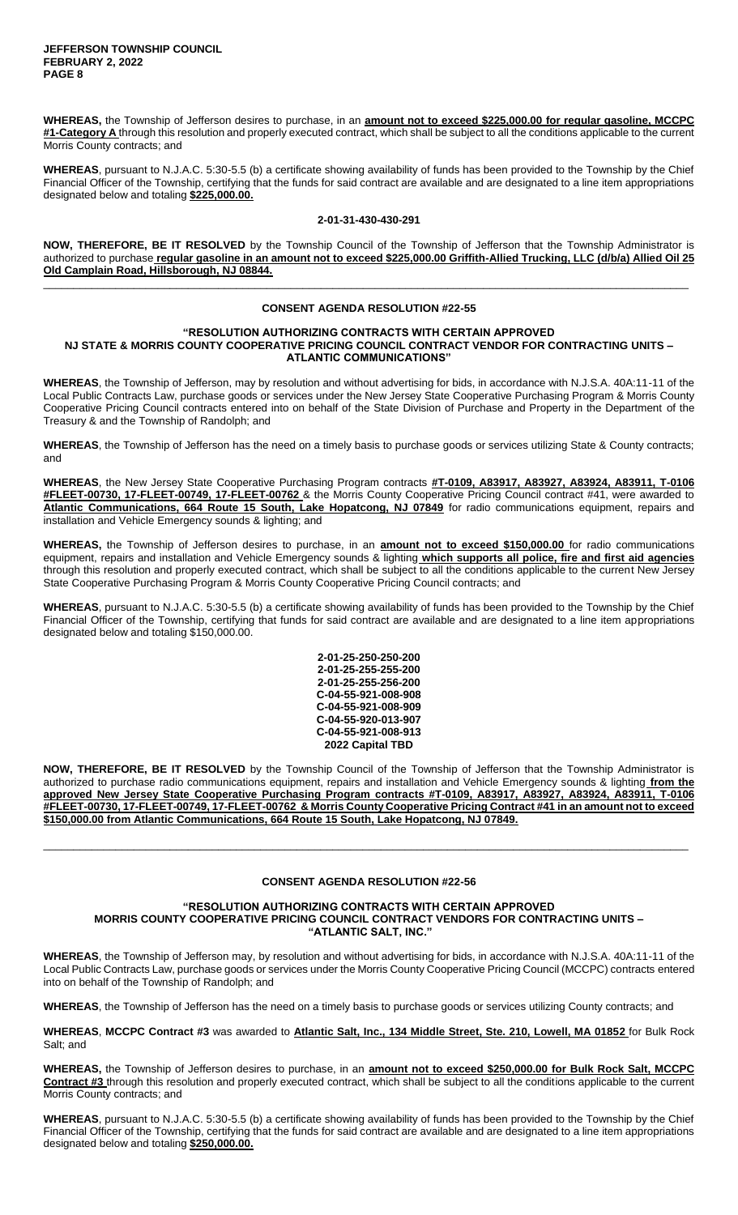**WHEREAS,** the Township of Jefferson desires to purchase, in an **amount not to exceed $225,000.00 for regular gasoline, MCCPC #1-Category A** through this resolution and properly executed contract, which shall be subject to all the conditions applicable to the current Morris County contracts; and

**WHEREAS**, pursuant to N.J.A.C. 5:30-5.5 (b) a certificate showing availability of funds has been provided to the Township by the Chief Financial Officer of the Township, certifying that the funds for said contract are available and are designated to a line item appropriations designated below and totaling **$225,000.00.**

**2-01-31-430-430-291**

**NOW, THEREFORE, BE IT RESOLVED** by the Township Council of the Township of Jefferson that the Township Administrator is authorized to purchase **regular gasoline in an amount not to exceed $225,000.00 Griffith-Allied Trucking, LLC (d/b/a) Allied Oil 25 Old Camplain Road, Hillsborough, NJ 08844.**

---

### CONSENT AGENDA RESOLUTION #22-55

**"RESOLUTION AUTHORIZING CONTRACTS WITH CERTAIN APPROVED NJ STATE & MORRIS COUNTY COOPERATIVE PRICING COUNCIL CONTRACT VENDOR FOR CONTRACTING UNITS – ATLANTIC COMMUNICATIONS"**

**WHEREAS**, the Township of Jefferson, may by resolution and without advertising for bids, in accordance with N.J.S.A. 40A:11-11 of the Local Public Contracts Law, purchase goods or services under the New Jersey State Cooperative Purchasing Program & Morris County Cooperative Pricing Council contracts entered into on behalf of the State Division of Purchase and Property in the Department of the Treasury & and the Township of Randolph; and

**WHEREAS**, the Township of Jefferson has the need on a timely basis to purchase goods or services utilizing State & County contracts; and

**WHEREAS**, the New Jersey State Cooperative Purchasing Program contracts **#T-0109, A83917, A83927, A83924, A83911, T-0106 #FLEET-00730, 17-FLEET-00749, 17-FLEET-00762** & the Morris County Cooperative Pricing Council contract #41, were awarded to **Atlantic Communications, 664 Route 15 South, Lake Hopatcong, NJ 07849** for radio communications equipment, repairs and installation and Vehicle Emergency sounds & lighting; and

**WHEREAS,** the Township of Jefferson desires to purchase, in an **amount not to exceed $150,000.00** for radio communications equipment, repairs and installation and Vehicle Emergency sounds & lighting **which supports all police, fire and first aid agencies** through this resolution and properly executed contract, which shall be subject to all the conditions applicable to the current New Jersey State Cooperative Purchasing Program & Morris County Cooperative Pricing Council contracts; and

**WHEREAS**, pursuant to N.J.A.C. 5:30-5.5 (b) a certificate showing availability of funds has been provided to the Township by the Chief Financial Officer of the Township, certifying that funds for said contract are available and are designated to a line item appropriations designated below and totaling $150,000.00.

**2-01-25-250-250-200**
**2-01-25-255-255-200**
**2-01-25-255-256-200**
**C-04-55-921-008-908**
**C-04-55-921-008-909**
**C-04-55-920-013-907**
**C-04-55-921-008-913**
**2022 Capital TBD**

**NOW, THEREFORE, BE IT RESOLVED** by the Township Council of the Township of Jefferson that the Township Administrator is authorized to purchase radio communications equipment, repairs and installation and Vehicle Emergency sounds & lighting **from the approved New Jersey State Cooperative Purchasing Program contracts #T-0109, A83917, A83927, A83924, A83911, T-0106 #FLEET-00730, 17-FLEET-00749, 17-FLEET-00762 & Morris County Cooperative Pricing Contract #41 in an amount not to exceed $150,000.00 from Atlantic Communications, 664 Route 15 South, Lake Hopatcong, NJ 07849.**

---

### CONSENT AGENDA RESOLUTION #22-56

**"RESOLUTION AUTHORIZING CONTRACTS WITH CERTAIN APPROVED MORRIS COUNTY COOPERATIVE PRICING COUNCIL CONTRACT VENDORS FOR CONTRACTING UNITS – "ATLANTIC SALT, INC."**

**WHEREAS**, the Township of Jefferson may, by resolution and without advertising for bids, in accordance with N.J.S.A. 40A:11-11 of the Local Public Contracts Law, purchase goods or services under the Morris County Cooperative Pricing Council (MCCPC) contracts entered into on behalf of the Township of Randolph; and

**WHEREAS**, the Township of Jefferson has the need on a timely basis to purchase goods or services utilizing County contracts; and

**WHEREAS**, **MCCPC Contract #3** was awarded to **Atlantic Salt, Inc., 134 Middle Street, Ste. 210, Lowell, MA 01852** for Bulk Rock Salt; and

**WHEREAS,** the Township of Jefferson desires to purchase, in an **amount not to exceed $250,000.00 for Bulk Rock Salt, MCCPC Contract #3** through this resolution and properly executed contract, which shall be subject to all the conditions applicable to the current Morris County contracts; and

**WHEREAS**, pursuant to N.J.A.C. 5:30-5.5 (b) a certificate showing availability of funds has been provided to the Township by the Chief Financial Officer of the Township, certifying that the funds for said contract are available and are designated to a line item appropriations designated below and totaling **$250,000.00.**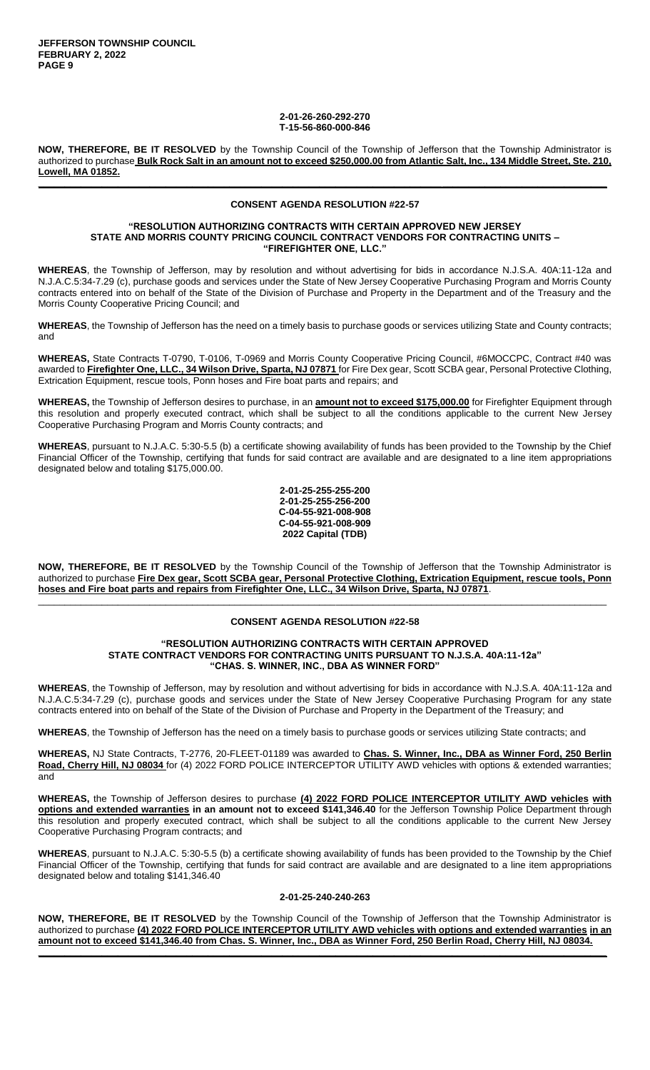**2-01-26-260-292-270**
**T-15-56-860-000-846**

**NOW, THEREFORE, BE IT RESOLVED** by the Township Council of the Township of Jefferson that the Township Administrator is authorized to purchase **Bulk Rock Salt in an amount not to exceed $250,000.00 from Atlantic Salt, Inc., 134 Middle Street, Ste. 210, Lowell, MA 01852.**

---

### CONSENT AGENDA RESOLUTION #22-57

**"RESOLUTION AUTHORIZING CONTRACTS WITH CERTAIN APPROVED NEW JERSEY STATE AND MORRIS COUNTY PRICING COUNCIL CONTRACT VENDORS FOR CONTRACTING UNITS – "FIREFIGHTER ONE, LLC."**

**WHEREAS**, the Township of Jefferson, may by resolution and without advertising for bids in accordance N.J.S.A. 40A:11-12a and N.J.A.C.5:34-7.29 (c), purchase goods and services under the State of New Jersey Cooperative Purchasing Program and Morris County contracts entered into on behalf of the State of the Division of Purchase and Property in the Department and of the Treasury and the Morris County Cooperative Pricing Council; and

**WHEREAS**, the Township of Jefferson has the need on a timely basis to purchase goods or services utilizing State and County contracts; and

**WHEREAS,** State Contracts T-0790, T-0106, T-0969 and Morris County Cooperative Pricing Council, #6MOCCPC, Contract #40 was awarded to **Firefighter One, LLC., 34 Wilson Drive, Sparta, NJ 07871** for Fire Dex gear, Scott SCBA gear, Personal Protective Clothing, Extrication Equipment, rescue tools, Ponn hoses and Fire boat parts and repairs; and

**WHEREAS,** the Township of Jefferson desires to purchase, in an **amount not to exceed $175,000.00** for Firefighter Equipment through this resolution and properly executed contract, which shall be subject to all the conditions applicable to the current New Jersey Cooperative Purchasing Program and Morris County contracts; and

**WHEREAS**, pursuant to N.J.A.C. 5:30-5.5 (b) a certificate showing availability of funds has been provided to the Township by the Chief Financial Officer of the Township, certifying that funds for said contract are available and are designated to a line item appropriations designated below and totaling $175,000.00.

**2-01-25-255-255-200**
**2-01-25-255-256-200**
**C-04-55-921-008-908**
**C-04-55-921-008-909**
**2022 Capital (TDB)**

**NOW, THEREFORE, BE IT RESOLVED** by the Township Council of the Township of Jefferson that the Township Administrator is authorized to purchase **Fire Dex gear, Scott SCBA gear, Personal Protective Clothing, Extrication Equipment, rescue tools, Ponn hoses and Fire boat parts and repairs from Firefighter One, LLC., 34 Wilson Drive, Sparta, NJ 07871**.

---

### CONSENT AGENDA RESOLUTION #22-58

**"RESOLUTION AUTHORIZING CONTRACTS WITH CERTAIN APPROVED STATE CONTRACT VENDORS FOR CONTRACTING UNITS PURSUANT TO N.J.S.A. 40A:11-12a" "CHAS. S. WINNER, INC., DBA AS WINNER FORD"**

**WHEREAS**, the Township of Jefferson, may by resolution and without advertising for bids in accordance with N.J.S.A. 40A:11-12a and N.J.A.C.5:34-7.29 (c), purchase goods and services under the State of New Jersey Cooperative Purchasing Program for any state contracts entered into on behalf of the State of the Division of Purchase and Property in the Department of the Treasury; and

**WHEREAS**, the Township of Jefferson has the need on a timely basis to purchase goods or services utilizing State contracts; and

**WHEREAS,** NJ State Contracts, T-2776, 20-FLEET-01189 was awarded to **Chas. S. Winner, Inc., DBA as Winner Ford, 250 Berlin Road, Cherry Hill, NJ 08034** for (4) 2022 FORD POLICE INTERCEPTOR UTILITY AWD vehicles with options & extended warranties; and

**WHEREAS,** the Township of Jefferson desires to purchase **(4) 2022 FORD POLICE INTERCEPTOR UTILITY AWD vehicles with options and extended warranties in an amount not to exceed $141,346.40** for the Jefferson Township Police Department through this resolution and properly executed contract, which shall be subject to all the conditions applicable to the current New Jersey Cooperative Purchasing Program contracts; and

**WHEREAS**, pursuant to N.J.A.C. 5:30-5.5 (b) a certificate showing availability of funds has been provided to the Township by the Chief Financial Officer of the Township, certifying that funds for said contract are available and are designated to a line item appropriations designated below and totaling $141,346.40

**2-01-25-240-240-263**

**NOW, THEREFORE, BE IT RESOLVED** by the Township Council of the Township of Jefferson that the Township Administrator is authorized to purchase **(4) 2022 FORD POLICE INTERCEPTOR UTILITY AWD vehicles with options and extended warranties in an amount not to exceed $141,346.40 from Chas. S. Winner, Inc., DBA as Winner Ford, 250 Berlin Road, Cherry Hill, NJ 08034.**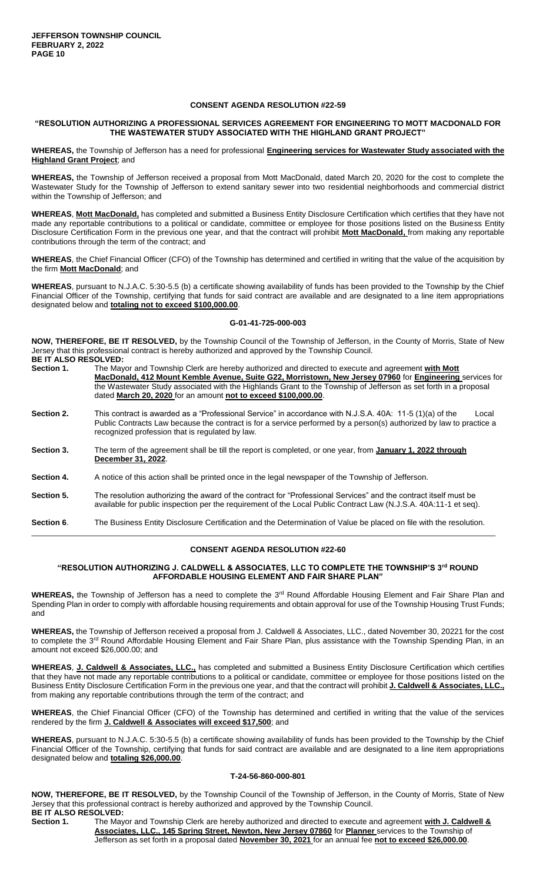### CONSENT AGENDA RESOLUTION #22-59

**"RESOLUTION AUTHORIZING A PROFESSIONAL SERVICES AGREEMENT FOR ENGINEERING TO MOTT MACDONALD FOR THE WASTEWATER STUDY ASSOCIATED WITH THE HIGHLAND GRANT PROJECT"**

**WHEREAS,** the Township of Jefferson has a need for professional **Engineering services for Wastewater Study associated with the Highland Grant Project**; and

**WHEREAS,** the Township of Jefferson received a proposal from Mott MacDonald, dated March 20, 2020 for the cost to complete the Wastewater Study for the Township of Jefferson to extend sanitary sewer into two residential neighborhoods and commercial district within the Township of Jefferson; and

**WHEREAS**, **Mott MacDonald,** has completed and submitted a Business Entity Disclosure Certification which certifies that they have not made any reportable contributions to a political or candidate, committee or employee for those positions listed on the Business Entity Disclosure Certification Form in the previous one year, and that the contract will prohibit **Mott MacDonald,** from making any reportable contributions through the term of the contract; and

**WHEREAS**, the Chief Financial Officer (CFO) of the Township has determined and certified in writing that the value of the acquisition by the firm **Mott MacDonald**; and

**WHEREAS**, pursuant to N.J.A.C. 5:30-5.5 (b) a certificate showing availability of funds has been provided to the Township by the Chief Financial Officer of the Township, certifying that funds for said contract are available and are designated to a line item appropriations designated below and **totaling not to exceed $100,000.00**.

**G-01-41-725-000-003**

**NOW, THEREFORE, BE IT RESOLVED,** by the Township Council of the Township of Jefferson, in the County of Morris, State of New Jersey that this professional contract is hereby authorized and approved by the Township Council.

**BE IT ALSO RESOLVED:**

**Section 1.** The Mayor and Township Clerk are hereby authorized and directed to execute and agreement **with Mott MacDonald, 412 Mount Kemble Avenue, Suite G22, Morristown, New Jersey 07960** for **Engineering** services for the Wastewater Study associated with the Highlands Grant to the Township of Jefferson as set forth in a proposal dated **March 20, 2020** for an amount **not to exceed $100,000.00**.

**Section 2.** This contract is awarded as a "Professional Service" in accordance with N.J.S.A. 40A: 11-5 (1)(a) of the Local Public Contracts Law because the contract is for a service performed by a person(s) authorized by law to practice a recognized profession that is regulated by law.

**Section 3.** The term of the agreement shall be till the report is completed, or one year, from **January 1, 2022 through December 31, 2022**.

**Section 4.** A notice of this action shall be printed once in the legal newspaper of the Township of Jefferson.

**Section 5.** The resolution authorizing the award of the contract for "Professional Services" and the contract itself must be available for public inspection per the requirement of the Local Public Contract Law (N.J.S.A. 40A:11-1 et seq).

**Section 6**. The Business Entity Disclosure Certification and the Determination of Value be placed on file with the resolution.

---

### CONSENT AGENDA RESOLUTION #22-60

**"RESOLUTION AUTHORIZING J. CALDWELL & ASSOCIATES, LLC TO COMPLETE THE TOWNSHIP'S 3rd ROUND AFFORDABLE HOUSING ELEMENT AND FAIR SHARE PLAN"**

**WHEREAS,** the Township of Jefferson has a need to complete the 3rd Round Affordable Housing Element and Fair Share Plan and Spending Plan in order to comply with affordable housing requirements and obtain approval for use of the Township Housing Trust Funds; and

**WHEREAS,** the Township of Jefferson received a proposal from J. Caldwell & Associates, LLC., dated November 30, 20221 for the cost to complete the 3rd Round Affordable Housing Element and Fair Share Plan, plus assistance with the Township Spending Plan, in an amount not exceed $26,000.00; and

**WHEREAS**, **J. Caldwell & Associates, LLC.,** has completed and submitted a Business Entity Disclosure Certification which certifies that they have not made any reportable contributions to a political or candidate, committee or employee for those positions listed on the Business Entity Disclosure Certification Form in the previous one year, and that the contract will prohibit **J. Caldwell & Associates, LLC.,** from making any reportable contributions through the term of the contract; and

**WHEREAS**, the Chief Financial Officer (CFO) of the Township has determined and certified in writing that the value of the services rendered by the firm **J. Caldwell & Associates will exceed $17,500**; and

**WHEREAS**, pursuant to N.J.A.C. 5:30-5.5 (b) a certificate showing availability of funds has been provided to the Township by the Chief Financial Officer of the Township, certifying that funds for said contract are available and are designated to a line item appropriations designated below and **totaling $26,000.00**.

**T-24-56-860-000-801**

**NOW, THEREFORE, BE IT RESOLVED,** by the Township Council of the Township of Jefferson, in the County of Morris, State of New Jersey that this professional contract is hereby authorized and approved by the Township Council.

**BE IT ALSO RESOLVED:**

**Section 1.** The Mayor and Township Clerk are hereby authorized and directed to execute and agreement **with J. Caldwell & Associates, LLC., 145 Spring Street, Newton, New Jersey 07860** for **Planner** services to the Township of Jefferson as set forth in a proposal dated **November 30, 2021** for an annual fee **not to exceed $26,000.00**.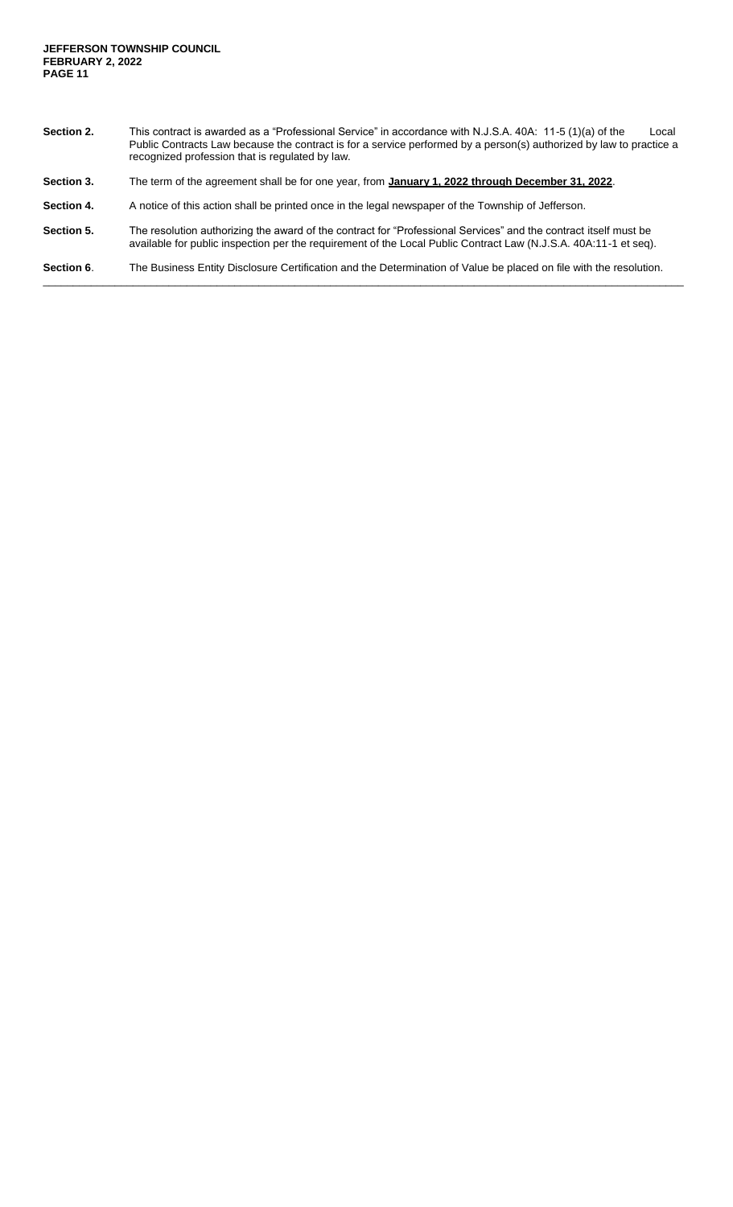**Section 2.** This contract is awarded as a "Professional Service" in accordance with N.J.S.A. 40A: 11-5 (1)(a) of the Local Public Contracts Law because the contract is for a service performed by a person(s) authorized by law to practice a recognized profession that is regulated by law.

**Section 3.** The term of the agreement shall be for one year, from **<u>January 1, 2022 through December 31, 2022</u>**.

**Section 4.** A notice of this action shall be printed once in the legal newspaper of the Township of Jefferson.

**Section 5.** The resolution authorizing the award of the contract for "Professional Services" and the contract itself must be available for public inspection per the requirement of the Local Public Contract Law (N.J.S.A. 40A:11-1 et seq).

**Section 6**. The Business Entity Disclosure Certification and the Determination of Value be placed on file with the resolution.

---